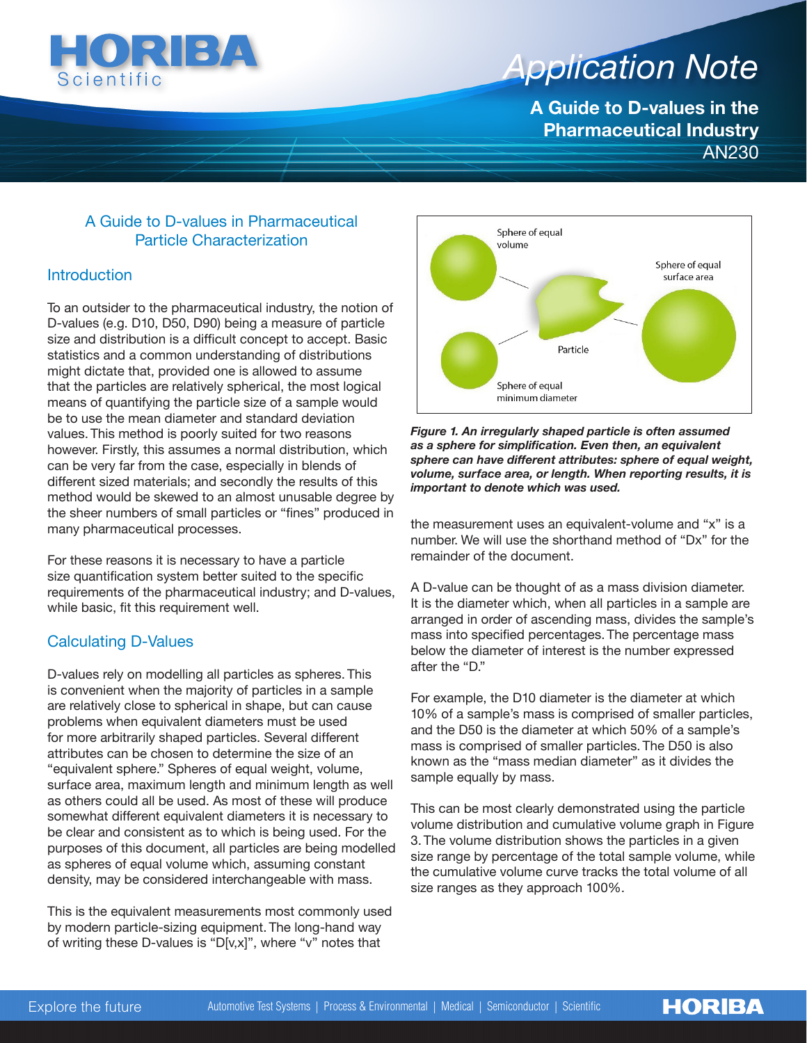# Application Note

## A Guide to D-values in the Pharmaceutical Industry

AN230

## A Guide to D-values in Pharmaceutical Particle Characterization

### Introduction

To an outsider to the pharmaceutical industry, the notion of D-values (e.g. D10, D50, D90) being a measure of particle size and distribution is a difficult concept to accept. Basic statistics and a common understanding of distributions might dictate that, provided one is allowed to assume that the particles are relatively spherical, the most logical means of quantifying the particle size of a sample would be to use the mean diameter and standard deviation values. This method is poorly suited for two reasons however. Firstly, this assumes a normal distribution, which can be very far from the case, especially in blends of different sized materials; and secondly the results of this method would be skewed to an almost unusable degree by the sheer numbers of small particles or "fines" produced in many pharmaceutical processes.

For these reasons it is necessary to have a particle size quantification system better suited to the specific requirements of the pharmaceutical industry; and D-values, while basic, fit this requirement well.

### Calculating D-Values

D-values rely on modelling all particles as spheres. This is convenient when the majority of particles in a sample are relatively close to spherical in shape, but can cause problems when equivalent diameters must be used for more arbitrarily shaped particles. Several different attributes can be chosen to determine the size of an "equivalent sphere." Spheres of equal weight, volume, surface area, maximum length and minimum length as well as others could all be used. As most of these will produce somewhat different equivalent diameters it is necessary to be clear and consistent as to which is being used. For the purposes of this document, all particles are being modelled as spheres of equal volume which, assuming constant density, may be considered interchangeable with mass.

This is the equivalent measurements most commonly used by modern particle-sizing equipment. The long-hand way of writing these D-values is "D[v,x]", where "v" notes that the measurement uses an equivalent-volume and "x" is a number. We will use the shorthand method of "Dx" for the remainder of the document.

Sphere of equal volume | Sphere of equal surface area | Particle | Sphere of equal minimum diameter

***Figure 1. An irregularly shaped particle is often assumed as a sphere for simplification. Even then, an equivalent sphere can have different attributes: sphere of equal weight, volume, surface area, or length. When reporting results, it is important to denote which was used.***

A D-value can be thought of as a mass division diameter. It is the diameter which, when all particles in a sample are arranged in order of ascending mass, divides the sample's mass into specified percentages. The percentage mass below the diameter of interest is the number expressed after the "D."

For example, the D10 diameter is the diameter at which 10% of a sample's mass is comprised of smaller particles, and the D50 is the diameter at which 50% of a sample's mass is comprised of smaller particles. The D50 is also known as the "mass median diameter" as it divides the sample equally by mass.

This can be most clearly demonstrated using the particle volume distribution and cumulative volume graph in Figure 3. The volume distribution shows the particles in a given size range by percentage of the total sample volume, while the cumulative volume curve tracks the total volume of all size ranges as they approach 100%.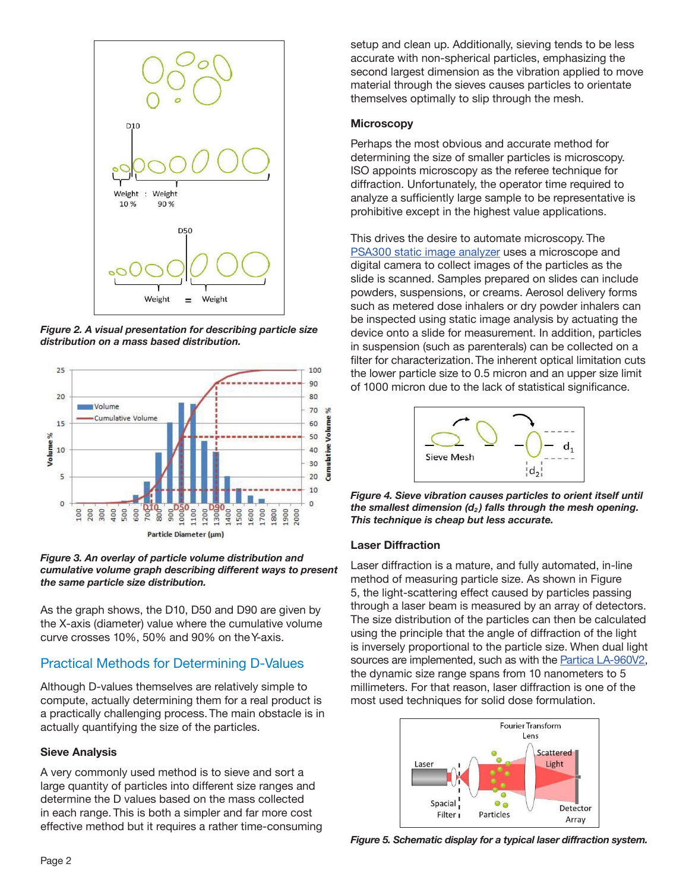*Figure 2. A visual presentation for describing particle size distribution on a mass based distribution.*

*Figure 3. An overlay of particle volume distribution and cumulative volume graph describing different ways to present the same particle size distribution.*

As the graph shows, the D10, D50 and D90 are given by the X-axis (diameter) value where the cumulative volume curve crosses 10%, 50% and 90% on the Y-axis.

## Practical Methods for Determining D-Values

Although D-values themselves are relatively simple to compute, actually determining them for a real product is a practically challenging process. The main obstacle is in actually quantifying the size of the particles.

### Sieve Analysis

A very commonly used method is to sieve and sort a large quantity of particles into different size ranges and determine the D values based on the mass collected in each range. This is both a simpler and far more cost effective method but it requires a rather time-consuming setup and clean up. Additionally, sieving tends to be less accurate with non-spherical particles, emphasizing the second largest dimension as the vibration applied to move material through the sieves causes particles to orientate themselves optimally to slip through the mesh.

### Microscopy

Perhaps the most obvious and accurate method for determining the size of smaller particles is microscopy. ISO appoints microscopy as the referee technique for diffraction. Unfortunately, the operator time required to analyze a sufficiently large sample to be representative is prohibitive except in the highest value applications.

This drives the desire to automate microscopy. The PSA300 static image analyzer uses a microscope and digital camera to collect images of the particles as the slide is scanned. Samples prepared on slides can include powders, suspensions, or creams. Aerosol delivery forms such as metered dose inhalers or dry powder inhalers can be inspected using static image analysis by actuating the device onto a slide for measurement. In addition, particles in suspension (such as parenterals) can be collected on a filter for characterization. The inherent optical limitation cuts the lower particle size to 0.5 micron and an upper size limit of 1000 micron due to the lack of statistical significance.

*Figure 4. Sieve vibration causes particles to orient itself until the smallest dimension ($d_2$) falls through the mesh opening. This technique is cheap but less accurate.*

### Laser Diffraction

Laser diffraction is a mature, and fully automated, in-line method of measuring particle size. As shown in Figure 5, the light-scattering effect caused by particles passing through a laser beam is measured by an array of detectors. The size distribution of the particles can then be calculated using the principle that the angle of diffraction of the light is inversely proportional to the particle size. When dual light sources are implemented, such as with the Partica LA-960V2, the dynamic size range spans from 10 nanometers to 5 millimeters. For that reason, laser diffraction is one of the most used techniques for solid dose formulation.

*Figure 5. Schematic display for a typical laser diffraction system.*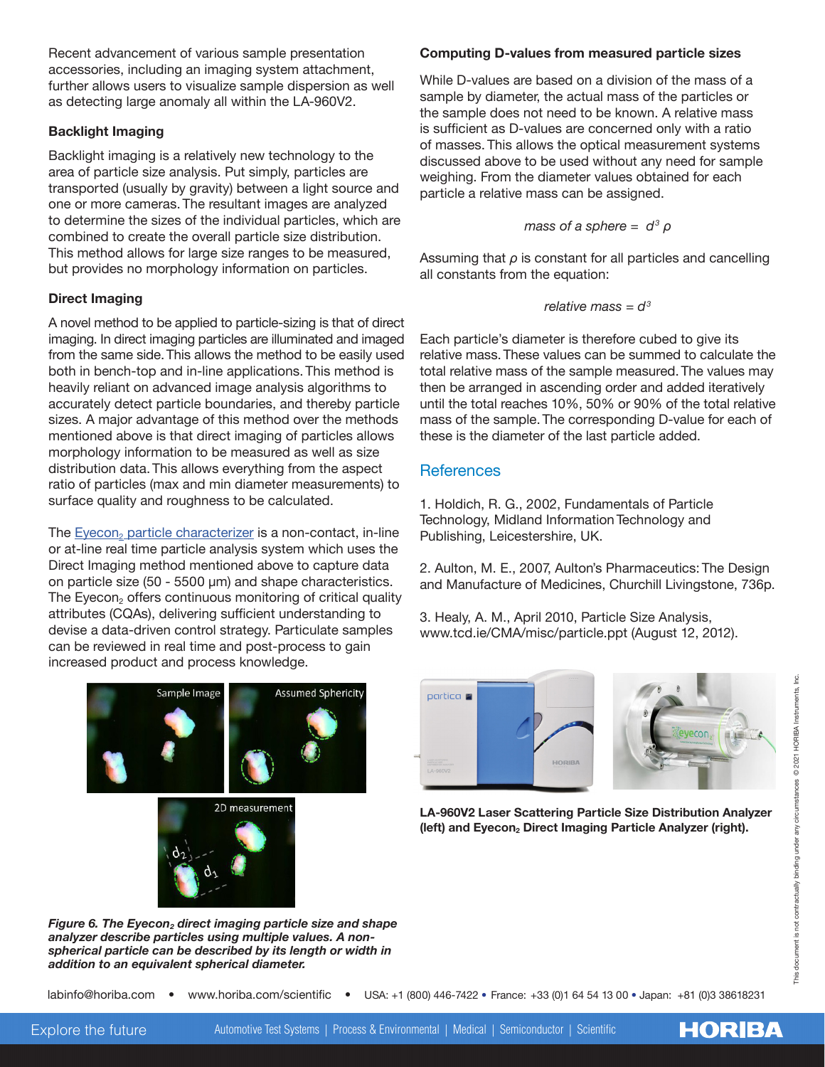Recent advancement of various sample presentation accessories, including an imaging system attachment, further allows users to visualize sample dispersion as well as detecting large anomaly all within the LA-960V2.

### Backlight Imaging

Backlight imaging is a relatively new technology to the area of particle size analysis. Put simply, particles are transported (usually by gravity) between a light source and one or more cameras. The resultant images are analyzed to determine the sizes of the individual particles, which are combined to create the overall particle size distribution. This method allows for large size ranges to be measured, but provides no morphology information on particles.

### Direct Imaging

A novel method to be applied to particle-sizing is that of direct imaging. In direct imaging particles are illuminated and imaged from the same side. This allows the method to be easily used both in bench-top and in-line applications. This method is heavily reliant on advanced image analysis algorithms to accurately detect particle boundaries, and thereby particle sizes. A major advantage of this method over the methods mentioned above is that direct imaging of particles allows morphology information to be measured as well as size distribution data. This allows everything from the aspect ratio of particles (max and min diameter measurements) to surface quality and roughness to be calculated.

The Eyecon$_2$ particle characterizer is a non-contact, in-line or at-line real time particle analysis system which uses the Direct Imaging method mentioned above to capture data on particle size (50 - 5500 µm) and shape characteristics. The Eyecon$_2$ offers continuous monitoring of critical quality attributes (CQAs), delivering sufficient understanding to devise a data-driven control strategy. Particulate samples can be reviewed in real time and post-process to gain increased product and process knowledge.

Sample Image

Assumed Sphericity

2D measurement

$d_2$

$d_1$

***Figure 6. The Eyecon$_2$ direct imaging particle size and shape analyzer describe particles using multiple values. A non-spherical particle can be described by its length or width in addition to an equivalent spherical diameter.***

### Computing D-values from measured particle sizes

While D-values are based on a division of the mass of a sample by diameter, the actual mass of the particles or the sample does not need to be known. A relative mass is sufficient as D-values are concerned only with a ratio of masses. This allows the optical measurement systems discussed above to be used without any need for sample weighing. From the diameter values obtained for each particle a relative mass can be assigned.

$$\textit{mass of a sphere} = d^3 \rho$$

Assuming that $\rho$ is constant for all particles and cancelling all constants from the equation:

$$\textit{relative mass} = d^3$$

Each particle's diameter is therefore cubed to give its relative mass. These values can be summed to calculate the total relative mass of the sample measured. The values may then be arranged in ascending order and added iteratively until the total reaches 10%, 50% or 90% of the total relative mass of the sample. The corresponding D-value for each of these is the diameter of the last particle added.

## References

1. Holdich, R. G., 2002, Fundamentals of Particle Technology, Midland Information Technology and Publishing, Leicestershire, UK.

2. Aulton, M. E., 2007, Aulton's Pharmaceutics: The Design and Manufacture of Medicines, Churchill Livingstone, 736p.

3. Healy, A. M., April 2010, Particle Size Analysis, www.tcd.ie/CMA/misc/particle.ppt (August 12, 2012).

**LA-960V2 Laser Scattering Particle Size Distribution Analyzer (left) and Eyecon$_2$ Direct Imaging Particle Analyzer (right).**

This document is not contractually binding under any circumstances © 2021 HORIBA Instruments, Inc.

labinfo@horiba.com • www.horiba.com/scientific • USA: +1 (800) 446-7422 • France: +33 (0)1 64 54 13 00 • Japan: +81 (0)3 38618231

Explore the future | Automotive Test Systems | Process & Environmental | Medical | Semiconductor | Scientific | HORIBA